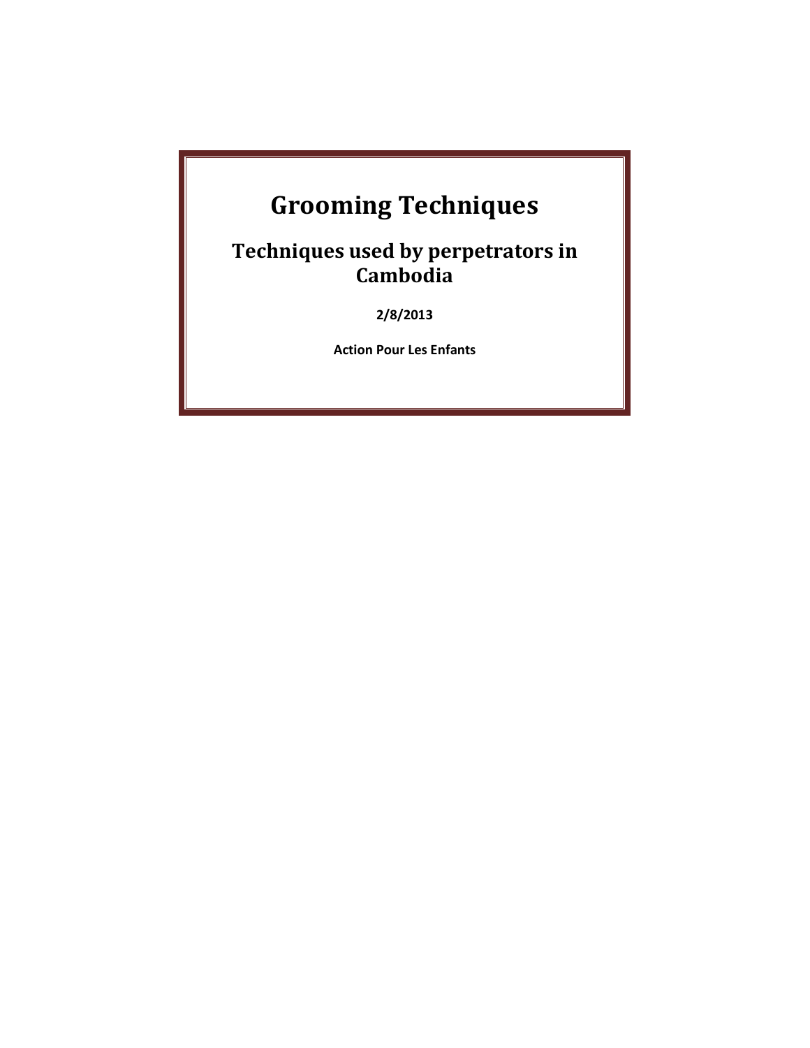# Grooming Techniques

## Techniques used by perpetrators in Cambodia

**2/8/2013**

**Action Pour Les Enfants**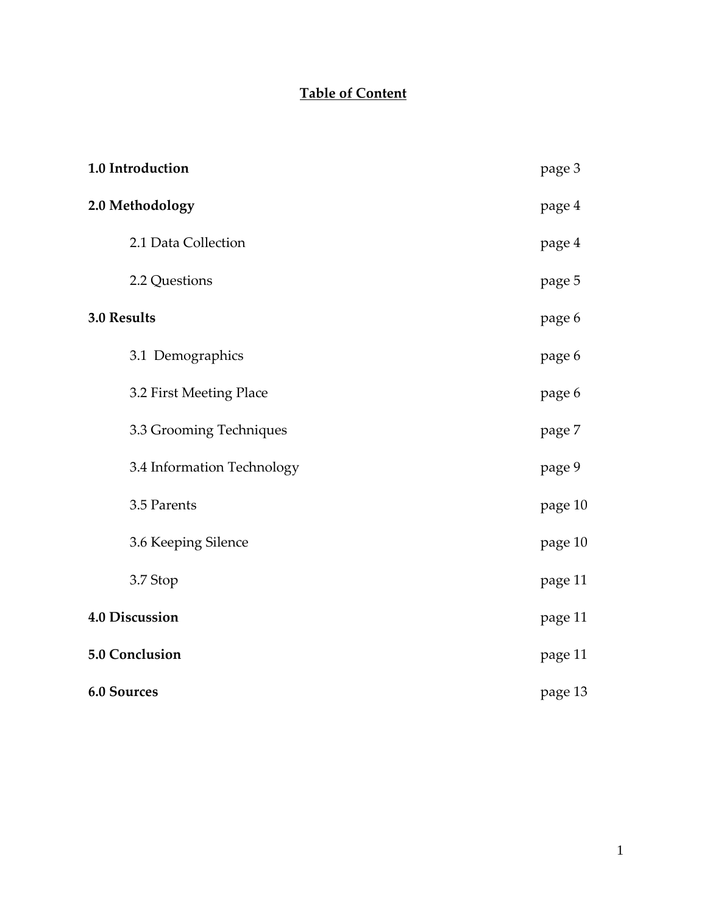# Table of Content

| | |
|---|---|
| **1.0 Introduction** | page 3 |
| **2.0 Methodology** | page 4 |
| 2.1 Data Collection | page 4 |
| 2.2 Questions | page 5 |
| **3.0 Results** | page 6 |
| 3.1 Demographics | page 6 |
| 3.2 First Meeting Place | page 6 |
| 3.3 Grooming Techniques | page 7 |
| 3.4 Information Technology | page 9 |
| 3.5 Parents | page 10 |
| 3.6 Keeping Silence | page 10 |
| 3.7 Stop | page 11 |
| **4.0 Discussion** | page 11 |
| **5.0 Conclusion** | page 11 |
| **6.0 Sources** | page 13 |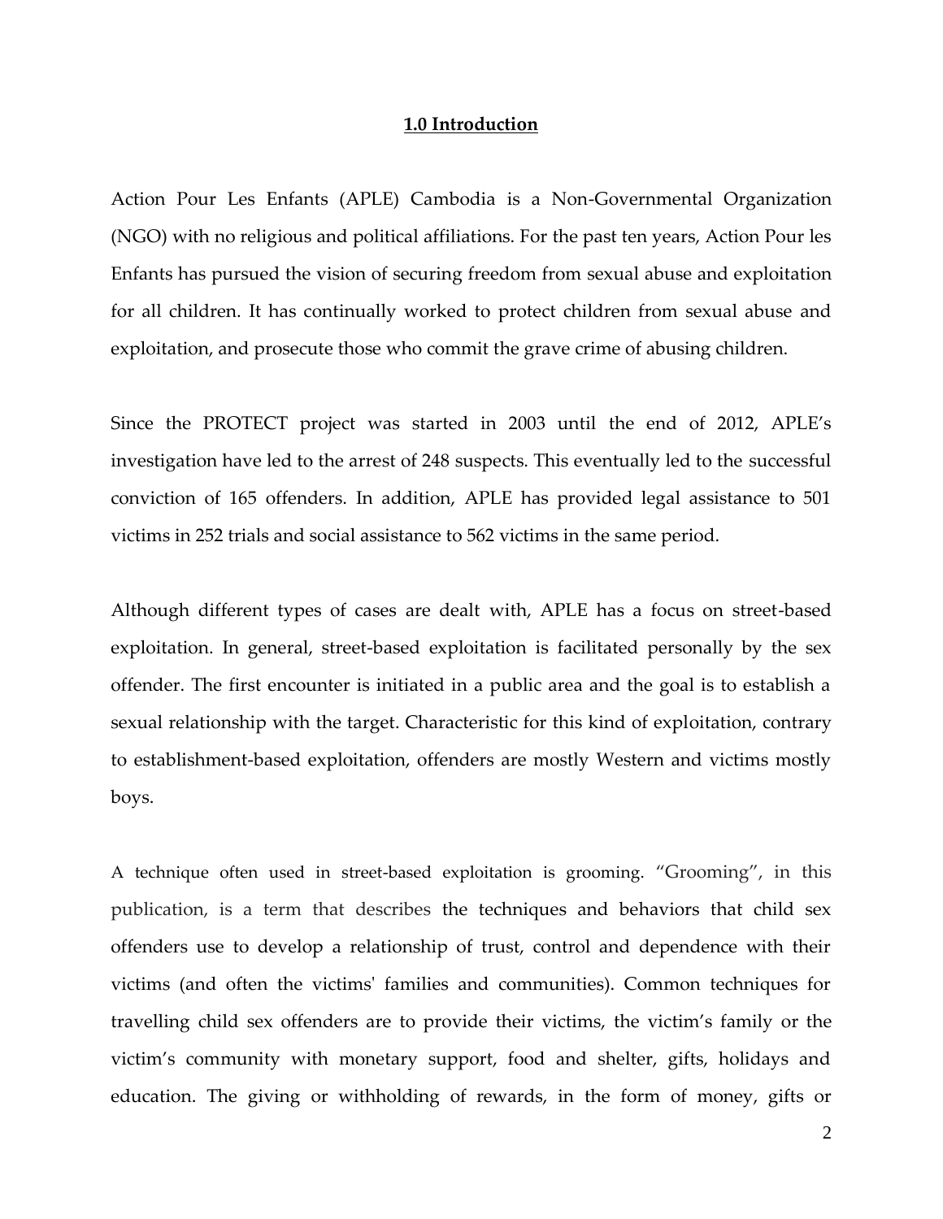## 1.0 Introduction

Action Pour Les Enfants (APLE) Cambodia is a Non-Governmental Organization (NGO) with no religious and political affiliations. For the past ten years, Action Pour les Enfants has pursued the vision of securing freedom from sexual abuse and exploitation for all children. It has continually worked to protect children from sexual abuse and exploitation, and prosecute those who commit the grave crime of abusing children.

Since the PROTECT project was started in 2003 until the end of 2012, APLE's investigation have led to the arrest of 248 suspects. This eventually led to the successful conviction of 165 offenders. In addition, APLE has provided legal assistance to 501 victims in 252 trials and social assistance to 562 victims in the same period.

Although different types of cases are dealt with, APLE has a focus on street-based exploitation. In general, street-based exploitation is facilitated personally by the sex offender. The first encounter is initiated in a public area and the goal is to establish a sexual relationship with the target. Characteristic for this kind of exploitation, contrary to establishment-based exploitation, offenders are mostly Western and victims mostly boys.

A technique often used in street-based exploitation is grooming. "Grooming", in this publication, is a term that describes the techniques and behaviors that child sex offenders use to develop a relationship of trust, control and dependence with their victims (and often the victims' families and communities). Common techniques for travelling child sex offenders are to provide their victims, the victim's family or the victim's community with monetary support, food and shelter, gifts, holidays and education. The giving or withholding of rewards, in the form of money, gifts or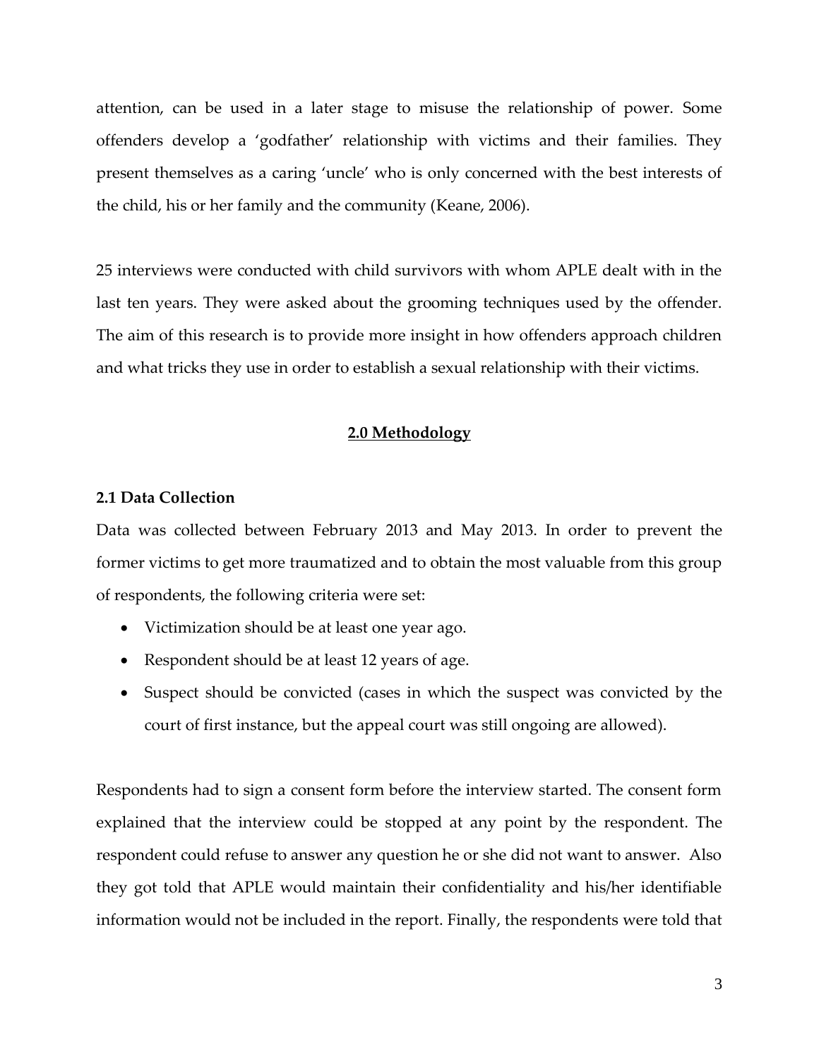attention, can be used in a later stage to misuse the relationship of power. Some offenders develop a 'godfather' relationship with victims and their families. They present themselves as a caring 'uncle' who is only concerned with the best interests of the child, his or her family and the community (Keane, 2006).

25 interviews were conducted with child survivors with whom APLE dealt with in the last ten years. They were asked about the grooming techniques used by the offender. The aim of this research is to provide more insight in how offenders approach children and what tricks they use in order to establish a sexual relationship with their victims.

## 2.0 Methodology

### 2.1 Data Collection

Data was collected between February 2013 and May 2013. In order to prevent the former victims to get more traumatized and to obtain the most valuable from this group of respondents, the following criteria were set:

- Victimization should be at least one year ago.
- Respondent should be at least 12 years of age.
- Suspect should be convicted (cases in which the suspect was convicted by the court of first instance, but the appeal court was still ongoing are allowed).

Respondents had to sign a consent form before the interview started. The consent form explained that the interview could be stopped at any point by the respondent. The respondent could refuse to answer any question he or she did not want to answer. Also they got told that APLE would maintain their confidentiality and his/her identifiable information would not be included in the report. Finally, the respondents were told that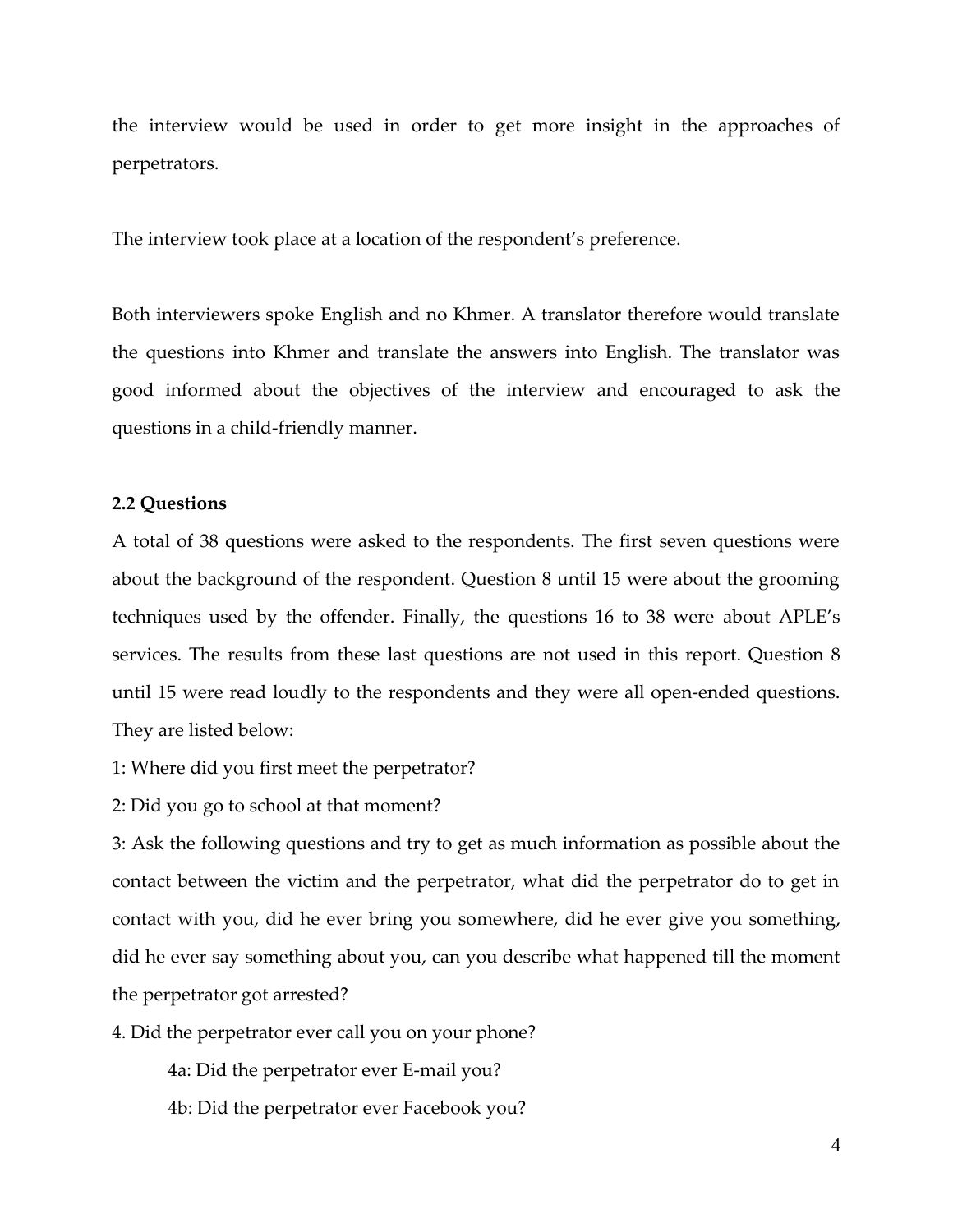the interview would be used in order to get more insight in the approaches of perpetrators.

The interview took place at a location of the respondent's preference.

Both interviewers spoke English and no Khmer. A translator therefore would translate the questions into Khmer and translate the answers into English. The translator was good informed about the objectives of the interview and encouraged to ask the questions in a child-friendly manner.

**2.2 Questions**

A total of 38 questions were asked to the respondents. The first seven questions were about the background of the respondent. Question 8 until 15 were about the grooming techniques used by the offender. Finally, the questions 16 to 38 were about APLE's services. The results from these last questions are not used in this report. Question 8 until 15 were read loudly to the respondents and they were all open-ended questions. They are listed below:

1: Where did you first meet the perpetrator?

2: Did you go to school at that moment?

3: Ask the following questions and try to get as much information as possible about the contact between the victim and the perpetrator, what did the perpetrator do to get in contact with you, did he ever bring you somewhere, did he ever give you something, did he ever say something about you, can you describe what happened till the moment the perpetrator got arrested?

4. Did the perpetrator ever call you on your phone?

 4a: Did the perpetrator ever E-mail you?

 4b: Did the perpetrator ever Facebook you?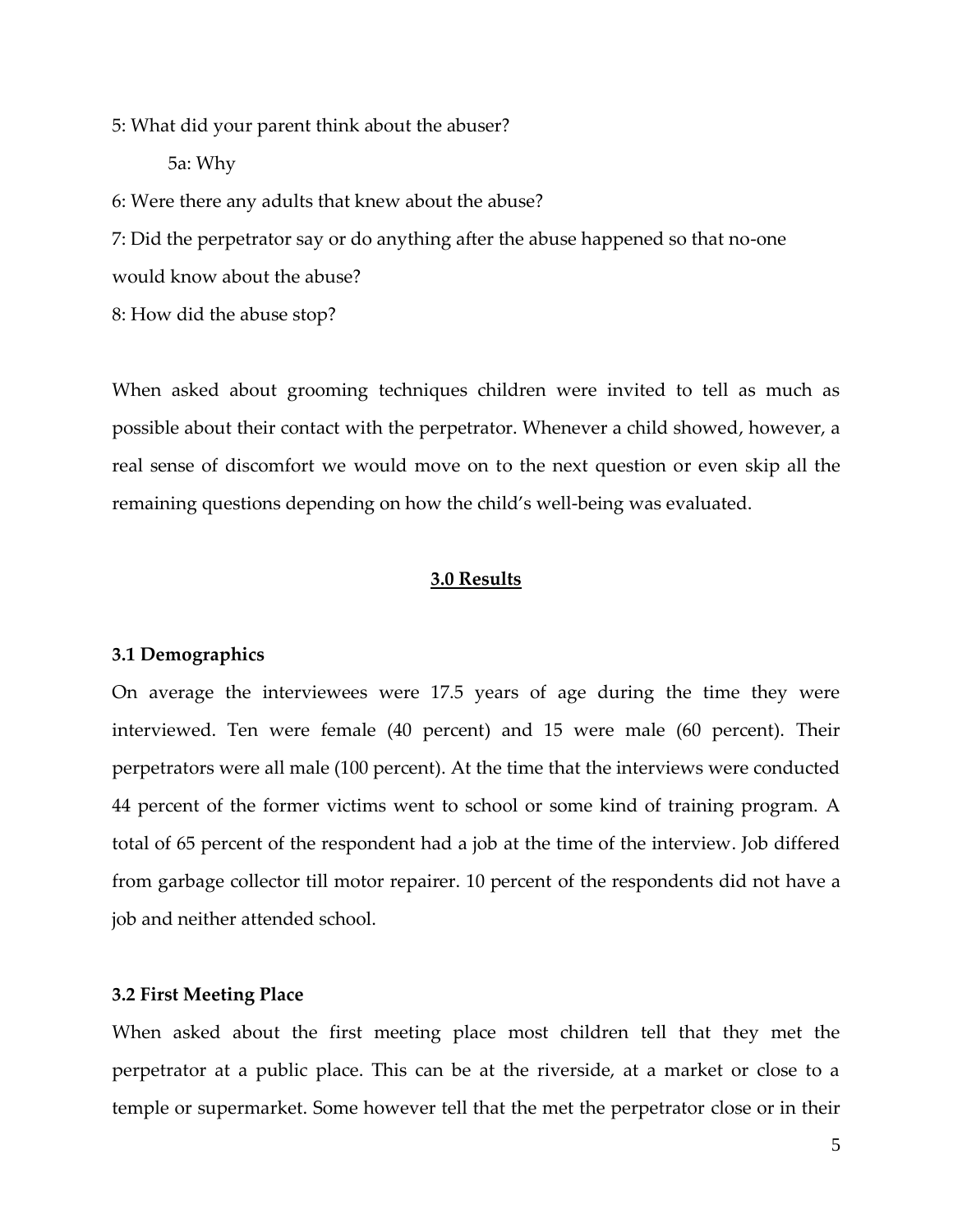5: What did your parent think about the abuser?

5a: Why

6: Were there any adults that knew about the abuse?

7: Did the perpetrator say or do anything after the abuse happened so that no-one would know about the abuse?

8: How did the abuse stop?

When asked about grooming techniques children were invited to tell as much as possible about their contact with the perpetrator. Whenever a child showed, however, a real sense of discomfort we would move on to the next question or even skip all the remaining questions depending on how the child's well-being was evaluated.

## 3.0 Results

### 3.1 Demographics

On average the interviewees were 17.5 years of age during the time they were interviewed. Ten were female (40 percent) and 15 were male (60 percent). Their perpetrators were all male (100 percent). At the time that the interviews were conducted 44 percent of the former victims went to school or some kind of training program. A total of 65 percent of the respondent had a job at the time of the interview. Job differed from garbage collector till motor repairer. 10 percent of the respondents did not have a job and neither attended school.

### 3.2 First Meeting Place

When asked about the first meeting place most children tell that they met the perpetrator at a public place. This can be at the riverside, at a market or close to a temple or supermarket. Some however tell that the met the perpetrator close or in their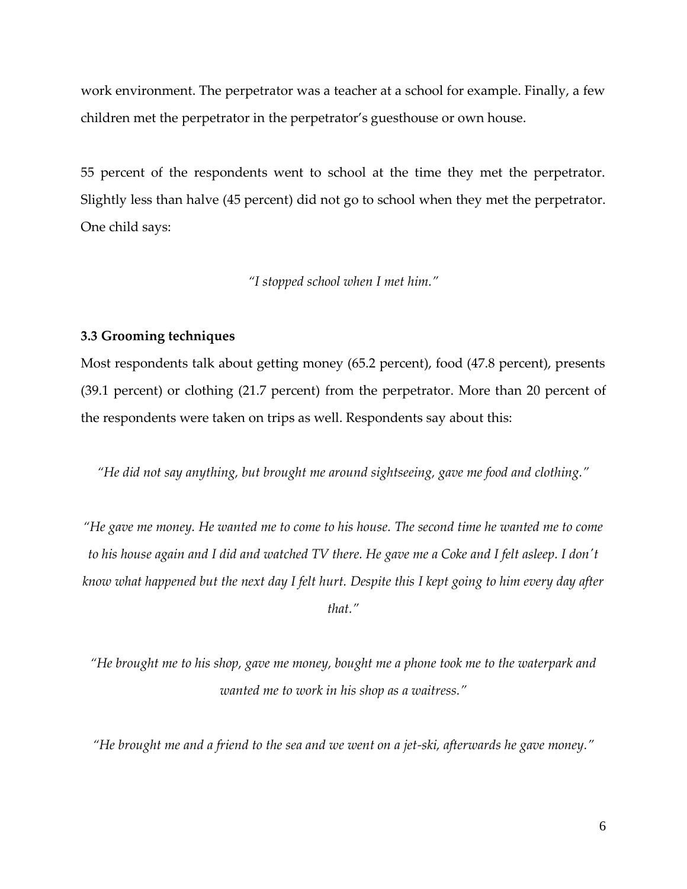work environment. The perpetrator was a teacher at a school for example. Finally, a few children met the perpetrator in the perpetrator's guesthouse or own house.

55 percent of the respondents went to school at the time they met the perpetrator. Slightly less than halve (45 percent) did not go to school when they met the perpetrator. One child says:

*"I stopped school when I met him."*

### 3.3 Grooming techniques

Most respondents talk about getting money (65.2 percent), food (47.8 percent), presents (39.1 percent) or clothing (21.7 percent) from the perpetrator. More than 20 percent of the respondents were taken on trips as well. Respondents say about this:

*"He did not say anything, but brought me around sightseeing, gave me food and clothing."*

*"He gave me money. He wanted me to come to his house. The second time he wanted me to come to his house again and I did and watched TV there. He gave me a Coke and I felt asleep. I don't know what happened but the next day I felt hurt. Despite this I kept going to him every day after that."*

*"He brought me to his shop, gave me money, bought me a phone took me to the waterpark and wanted me to work in his shop as a waitress."*

*"He brought me and a friend to the sea and we went on a jet-ski, afterwards he gave money."*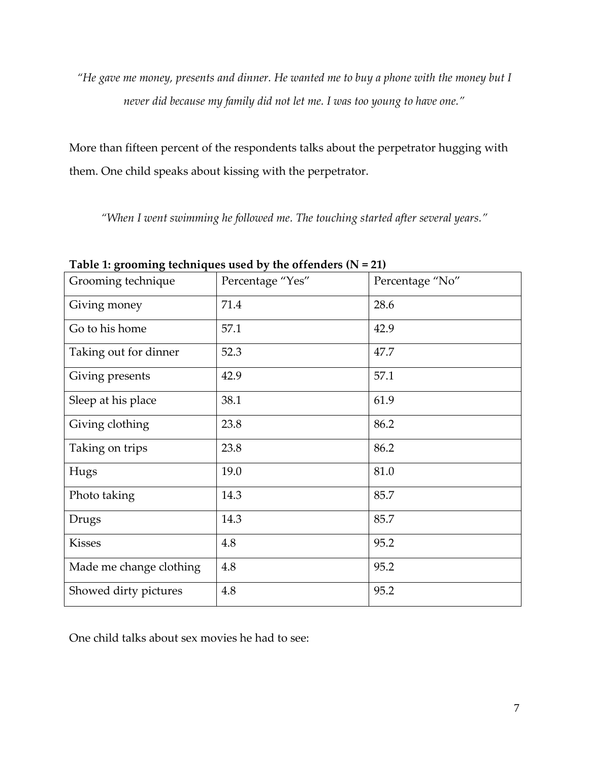*"He gave me money, presents and dinner. He wanted me to buy a phone with the money but I never did because my family did not let me. I was too young to have one."*

More than fifteen percent of the respondents talks about the perpetrator hugging with them. One child speaks about kissing with the perpetrator.

*"When I went swimming he followed me. The touching started after several years."*

**Table 1: grooming techniques used by the offenders (N = 21)**

| Grooming technique | Percentage "Yes" | Percentage "No" |
|---|---|---|
| Giving money | 71.4 | 28.6 |
| Go to his home | 57.1 | 42.9 |
| Taking out for dinner | 52.3 | 47.7 |
| Giving presents | 42.9 | 57.1 |
| Sleep at his place | 38.1 | 61.9 |
| Giving clothing | 23.8 | 86.2 |
| Taking on trips | 23.8 | 86.2 |
| Hugs | 19.0 | 81.0 |
| Photo taking | 14.3 | 85.7 |
| Drugs | 14.3 | 85.7 |
| Kisses | 4.8 | 95.2 |
| Made me change clothing | 4.8 | 95.2 |
| Showed dirty pictures | 4.8 | 95.2 |

One child talks about sex movies he had to see: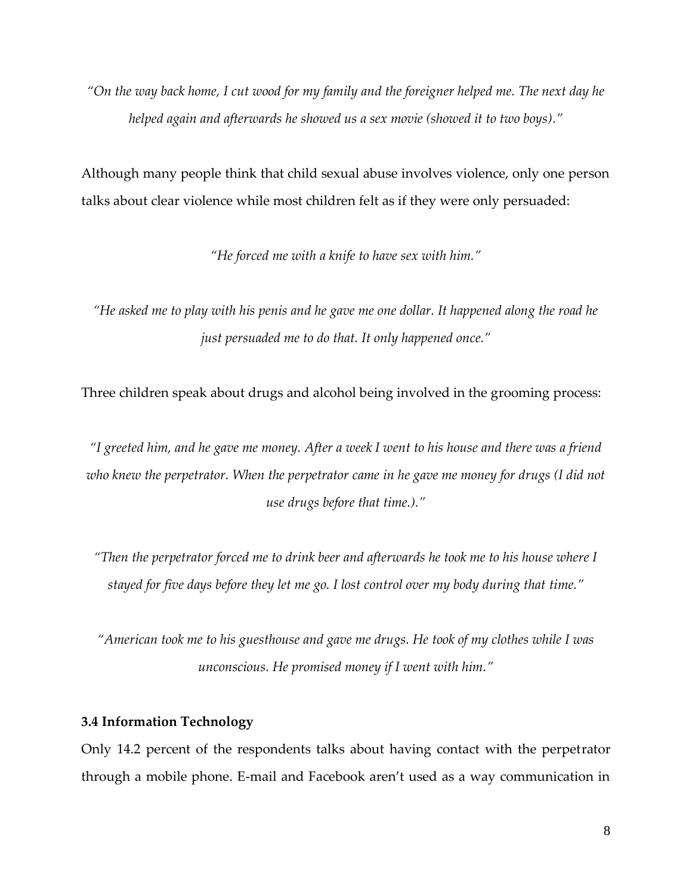*"On the way back home, I cut wood for my family and the foreigner helped me. The next day he helped again and afterwards he showed us a sex movie (showed it to two boys)."*

Although many people think that child sexual abuse involves violence, only one person talks about clear violence while most children felt as if they were only persuaded:

*"He forced me with a knife to have sex with him."*

*"He asked me to play with his penis and he gave me one dollar. It happened along the road he just persuaded me to do that. It only happened once."*

Three children speak about drugs and alcohol being involved in the grooming process:

*"I greeted him, and he gave me money. After a week I went to his house and there was a friend who knew the perpetrator. When the perpetrator came in he gave me money for drugs (I did not use drugs before that time.)."*

*"Then the perpetrator forced me to drink beer and afterwards he took me to his house where I stayed for five days before they let me go. I lost control over my body during that time."*

*"American took me to his guesthouse and gave me drugs. He took of my clothes while I was unconscious. He promised money if I went with him."*

**3.4 Information Technology**

Only 14.2 percent of the respondents talks about having contact with the perpetrator through a mobile phone. E-mail and Facebook aren't used as a way communication in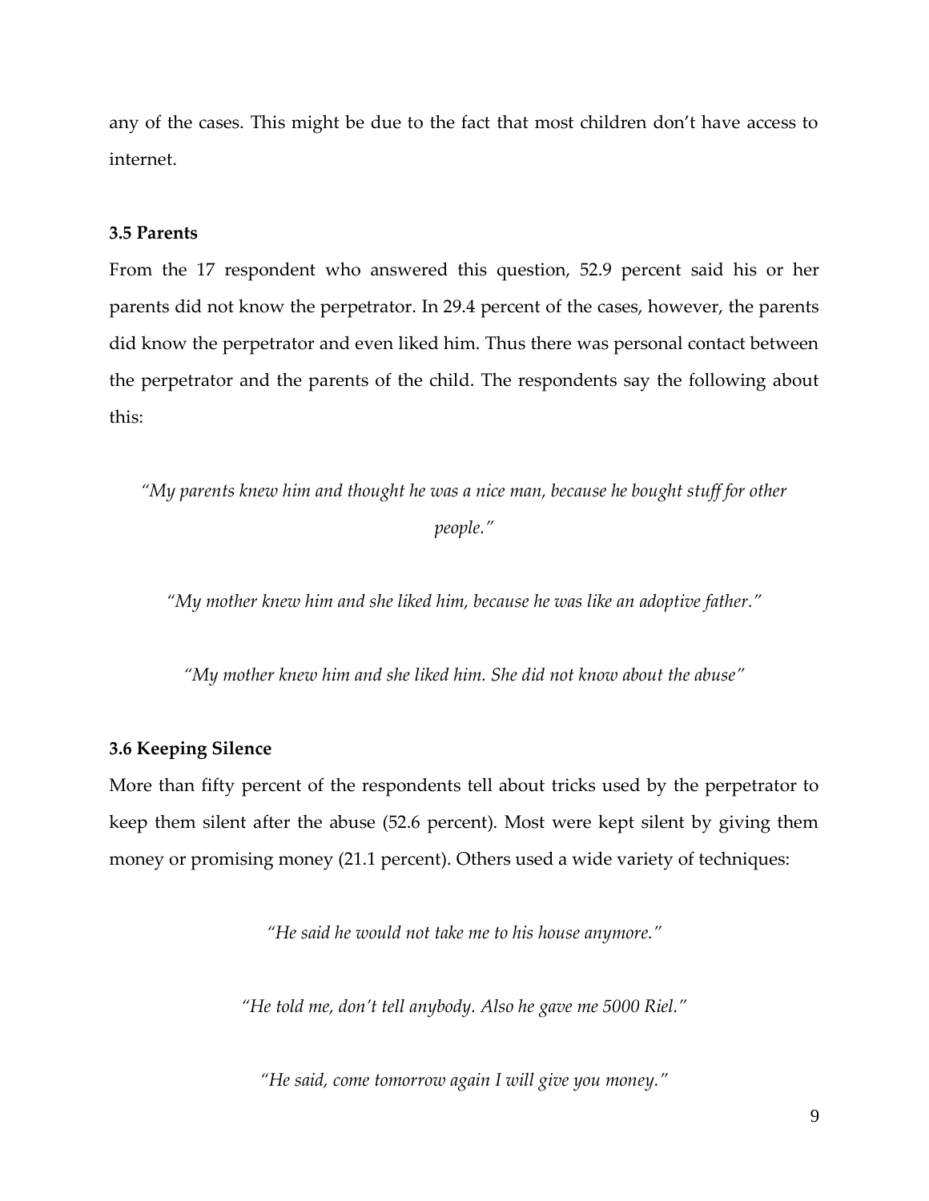any of the cases. This might be due to the fact that most children don't have access to internet.

### 3.5 Parents

From the 17 respondent who answered this question, 52.9 percent said his or her parents did not know the perpetrator. In 29.4 percent of the cases, however, the parents did know the perpetrator and even liked him. Thus there was personal contact between the perpetrator and the parents of the child. The respondents say the following about this:

*"My parents knew him and thought he was a nice man, because he bought stuff for other people."*

*"My mother knew him and she liked him, because he was like an adoptive father."*

*"My mother knew him and she liked him. She did not know about the abuse"*

### 3.6 Keeping Silence

More than fifty percent of the respondents tell about tricks used by the perpetrator to keep them silent after the abuse (52.6 percent). Most were kept silent by giving them money or promising money (21.1 percent). Others used a wide variety of techniques:

*"He said he would not take me to his house anymore."*

*"He told me, don't tell anybody. Also he gave me 5000 Riel."*

*"He said, come tomorrow again I will give you money."*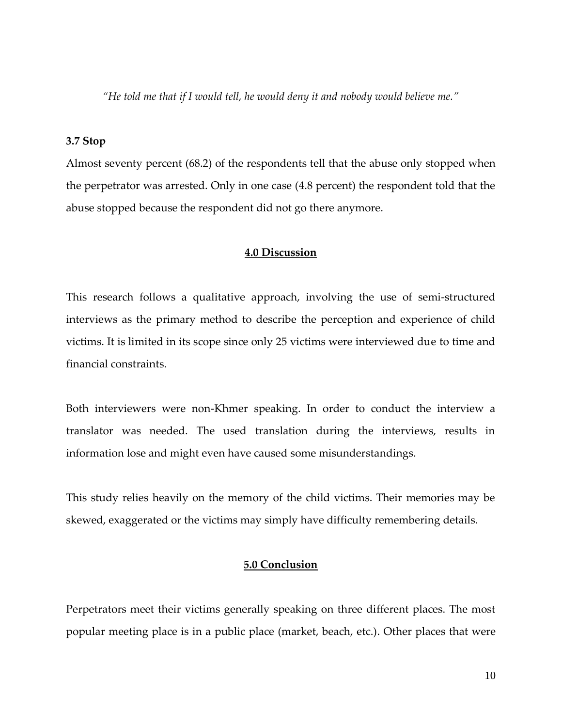*"He told me that if I would tell, he would deny it and nobody would believe me."*

### 3.7 Stop

Almost seventy percent (68.2) of the respondents tell that the abuse only stopped when the perpetrator was arrested. Only in one case (4.8 percent) the respondent told that the abuse stopped because the respondent did not go there anymore.

## 4.0 Discussion

This research follows a qualitative approach, involving the use of semi-structured interviews as the primary method to describe the perception and experience of child victims. It is limited in its scope since only 25 victims were interviewed due to time and financial constraints.

Both interviewers were non-Khmer speaking. In order to conduct the interview a translator was needed. The used translation during the interviews, results in information lose and might even have caused some misunderstandings.

This study relies heavily on the memory of the child victims. Their memories may be skewed, exaggerated or the victims may simply have difficulty remembering details.

## 5.0 Conclusion

Perpetrators meet their victims generally speaking on three different places. The most popular meeting place is in a public place (market, beach, etc.). Other places that were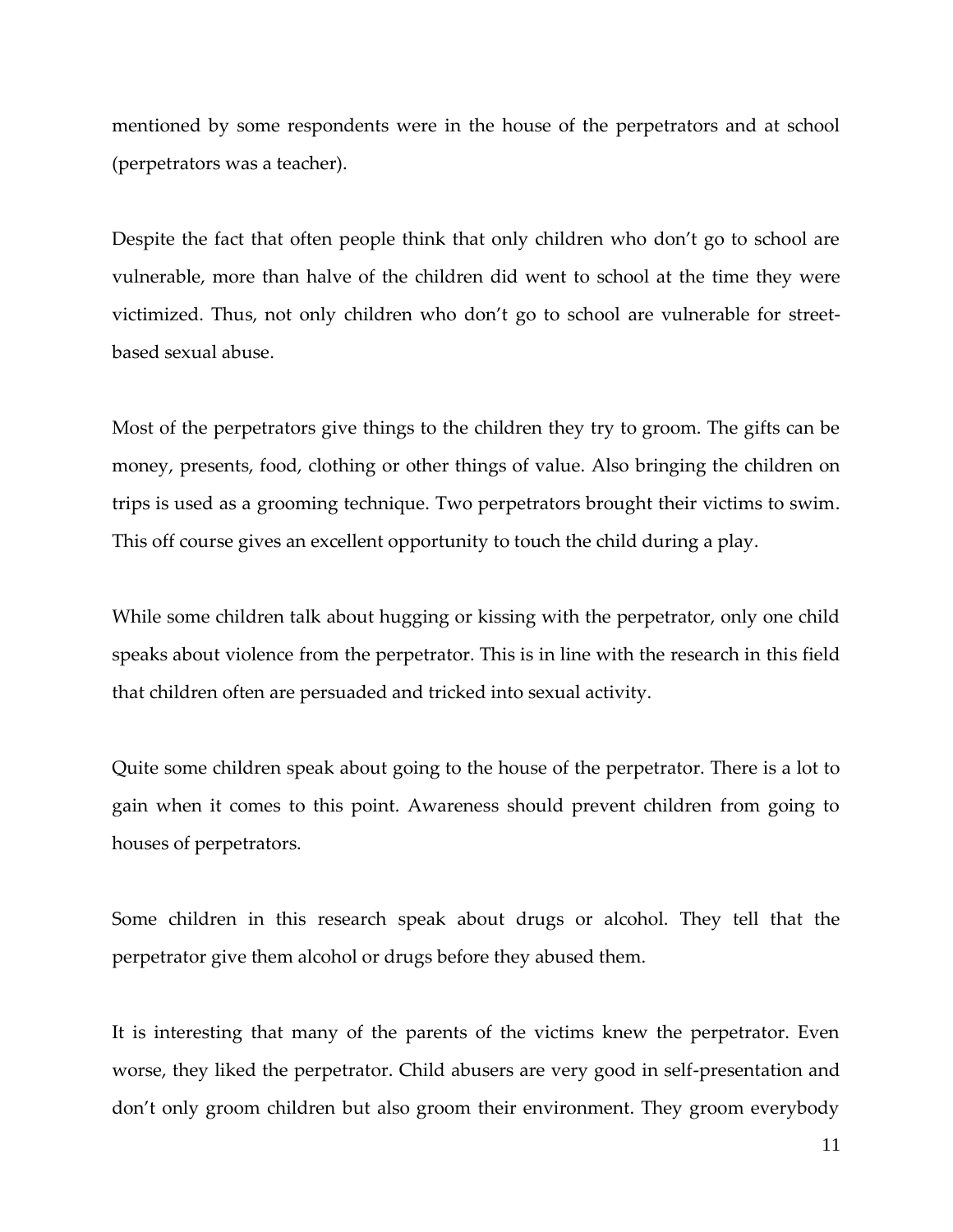mentioned by some respondents were in the house of the perpetrators and at school (perpetrators was a teacher).

Despite the fact that often people think that only children who don't go to school are vulnerable, more than halve of the children did went to school at the time they were victimized. Thus, not only children who don't go to school are vulnerable for street-based sexual abuse.

Most of the perpetrators give things to the children they try to groom. The gifts can be money, presents, food, clothing or other things of value. Also bringing the children on trips is used as a grooming technique. Two perpetrators brought their victims to swim. This off course gives an excellent opportunity to touch the child during a play.

While some children talk about hugging or kissing with the perpetrator, only one child speaks about violence from the perpetrator. This is in line with the research in this field that children often are persuaded and tricked into sexual activity.

Quite some children speak about going to the house of the perpetrator. There is a lot to gain when it comes to this point. Awareness should prevent children from going to houses of perpetrators.

Some children in this research speak about drugs or alcohol. They tell that the perpetrator give them alcohol or drugs before they abused them.

It is interesting that many of the parents of the victims knew the perpetrator. Even worse, they liked the perpetrator. Child abusers are very good in self-presentation and don't only groom children but also groom their environment. They groom everybody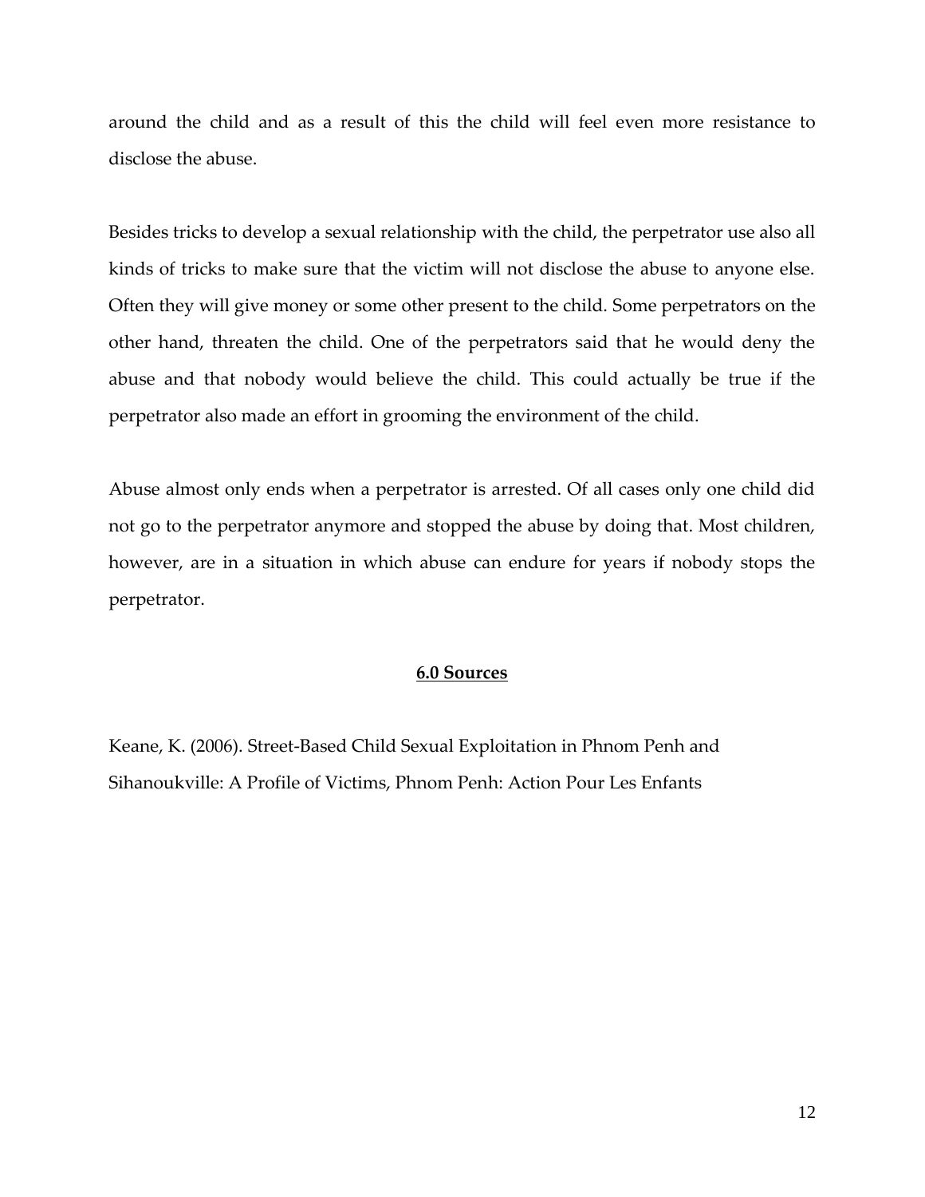around the child and as a result of this the child will feel even more resistance to disclose the abuse.

Besides tricks to develop a sexual relationship with the child, the perpetrator use also all kinds of tricks to make sure that the victim will not disclose the abuse to anyone else. Often they will give money or some other present to the child. Some perpetrators on the other hand, threaten the child. One of the perpetrators said that he would deny the abuse and that nobody would believe the child. This could actually be true if the perpetrator also made an effort in grooming the environment of the child.

Abuse almost only ends when a perpetrator is arrested. Of all cases only one child did not go to the perpetrator anymore and stopped the abuse by doing that. Most children, however, are in a situation in which abuse can endure for years if nobody stops the perpetrator.

## 6.0 Sources

Keane, K. (2006). Street-Based Child Sexual Exploitation in Phnom Penh and Sihanoukville: A Profile of Victims, Phnom Penh: Action Pour Les Enfants